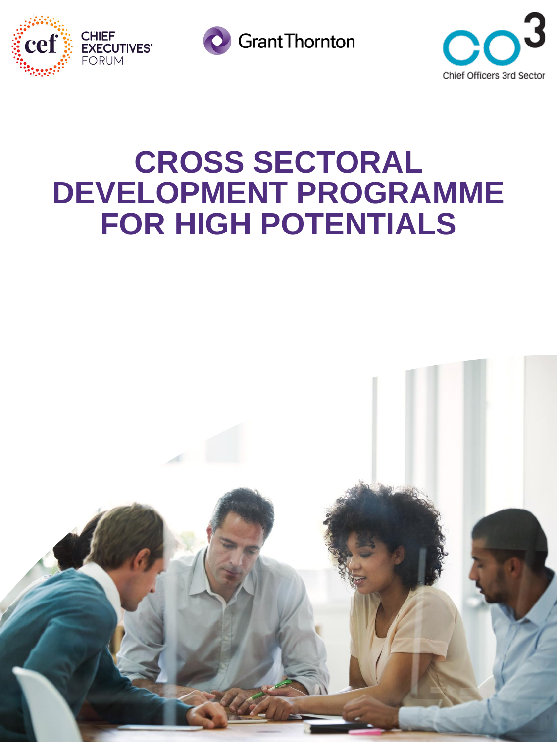CHIEF EXECUTIVES' FORUM

Grant Thornton

Chief Officers 3rd Sector

# CROSS SECTORAL DEVELOPMENT PROGRAMME FOR HIGH POTENTIALS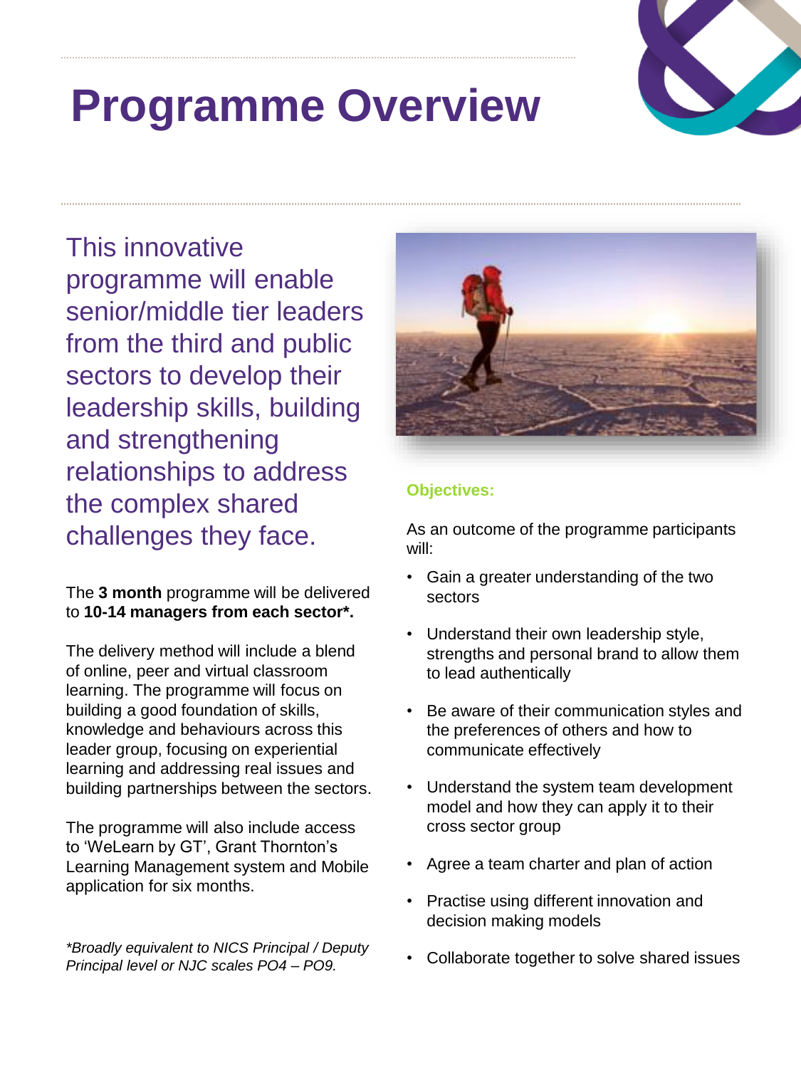# Programme Overview

This innovative programme will enable senior/middle tier leaders from the third and public sectors to develop their leadership skills, building and strengthening relationships to address the complex shared challenges they face.

The **3 month** programme will be delivered to **10-14 managers from each sector*.**

The delivery method will include a blend of online, peer and virtual classroom learning. The programme will focus on building a good foundation of skills, knowledge and behaviours across this leader group, focusing on experiential learning and addressing real issues and building partnerships between the sectors.

The programme will also include access to 'WeLearn by GT', Grant Thornton's Learning Management system and Mobile application for six months.

*\*Broadly equivalent to NICS Principal / Deputy Principal level or NJC scales PO4 – PO9.*

**Objectives:**

As an outcome of the programme participants will:

- Gain a greater understanding of the two sectors
- Understand their own leadership style, strengths and personal brand to allow them to lead authentically
- Be aware of their communication styles and the preferences of others and how to communicate effectively
- Understand the system team development model and how they can apply it to their cross sector group
- Agree a team charter and plan of action
- Practise using different innovation and decision making models
- Collaborate together to solve shared issues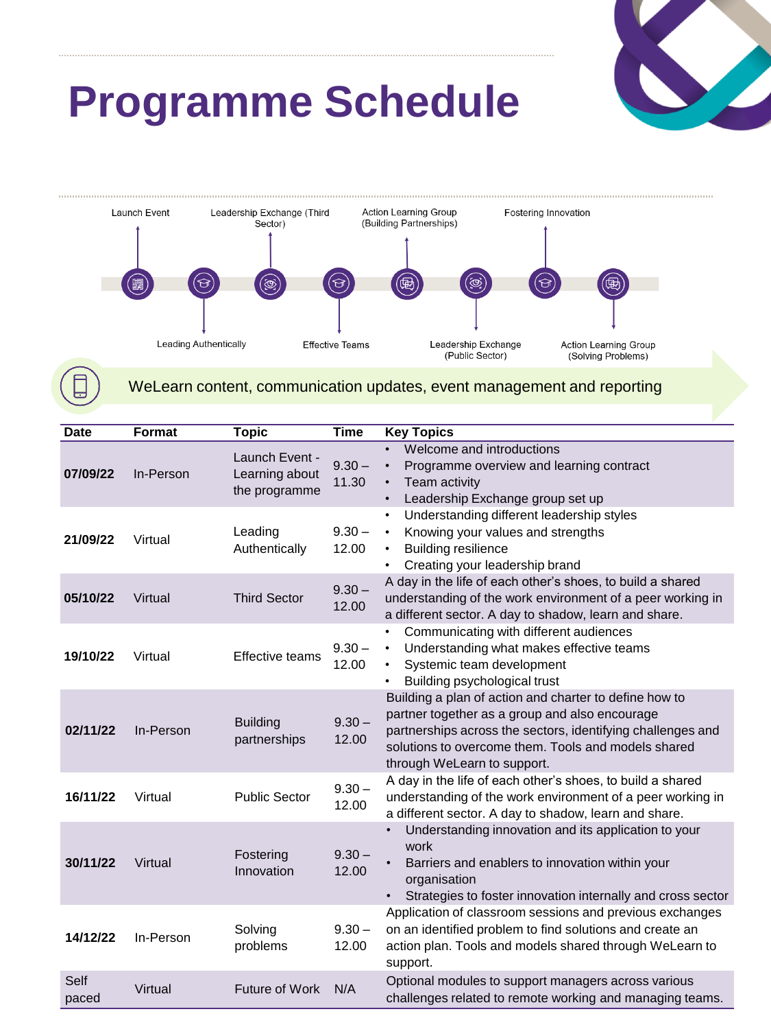# Programme Schedule

Launch Event

Leading Authentically

Leadership Exchange (Third Sector)

Effective Teams

Action Learning Group (Building Partnerships)

Leadership Exchange (Public Sector)

Fostering Innovation

Action Learning Group (Solving Problems)

WeLearn content, communication updates, event management and reporting

| Date | Format | Topic | Time | Key Topics |
|---|---|---|---|---|
| 07/09/22 | In-Person | Launch Event - Learning about the programme | 9.30 – 11.30 | • Welcome and introductions<br>• Programme overview and learning contract<br>• Team activity<br>• Leadership Exchange group set up |
| 21/09/22 | Virtual | Leading Authentically | 9.30 – 12.00 | • Understanding different leadership styles<br>• Knowing your values and strengths<br>• Building resilience<br>• Creating your leadership brand |
| 05/10/22 | Virtual | Third Sector | 9.30 – 12.00 | A day in the life of each other's shoes, to build a shared understanding of the work environment of a peer working in a different sector. A day to shadow, learn and share. |
| 19/10/22 | Virtual | Effective teams | 9.30 – 12.00 | • Communicating with different audiences<br>• Understanding what makes effective teams<br>• Systemic team development<br>• Building psychological trust |
| 02/11/22 | In-Person | Building partnerships | 9.30 – 12.00 | Building a plan of action and charter to define how to partner together as a group and also encourage partnerships across the sectors, identifying challenges and solutions to overcome them. Tools and models shared through WeLearn to support. |
| 16/11/22 | Virtual | Public Sector | 9.30 – 12.00 | A day in the life of each other's shoes, to build a shared understanding of the work environment of a peer working in a different sector. A day to shadow, learn and share. |
| 30/11/22 | Virtual | Fostering Innovation | 9.30 – 12.00 | • Understanding innovation and its application to your work<br>• Barriers and enablers to innovation within your organisation<br>• Strategies to foster innovation internally and cross sector |
| 14/12/22 | In-Person | Solving problems | 9.30 – 12.00 | Application of classroom sessions and previous exchanges on an identified problem to find solutions and create an action plan. Tools and models shared through WeLearn to support. |
| Self paced | Virtual | Future of Work | N/A | Optional modules to support managers across various challenges related to remote working and managing teams. |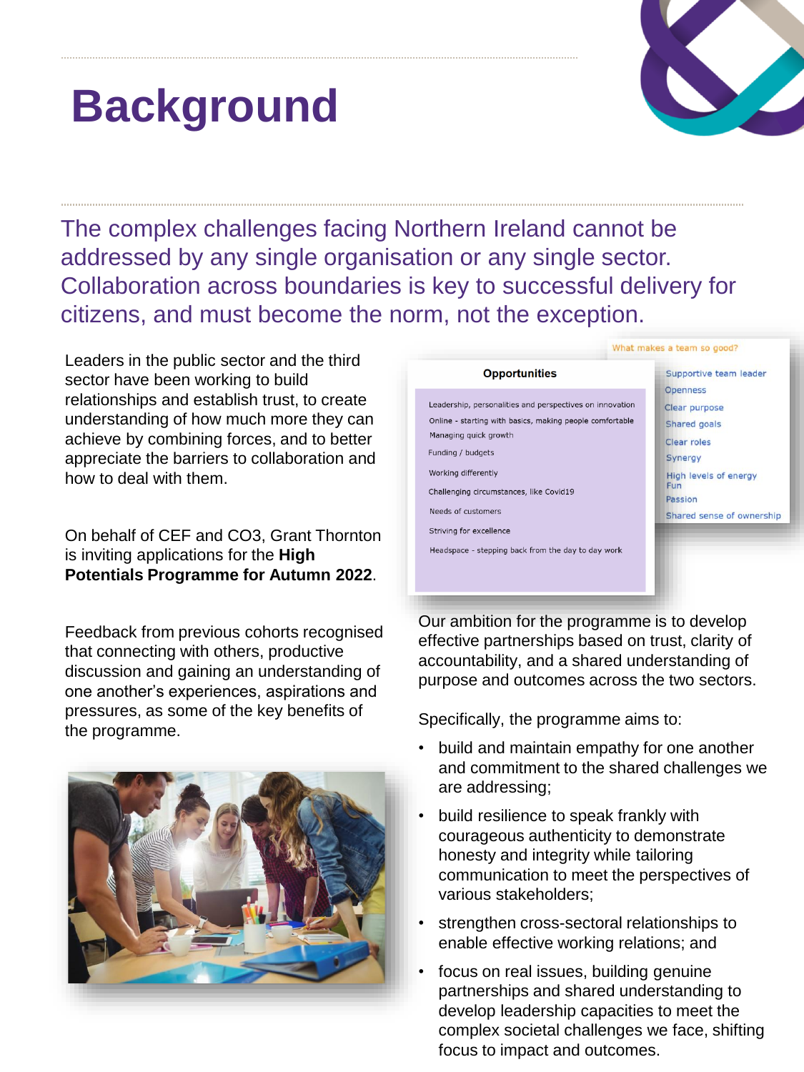# Background

The complex challenges facing Northern Ireland cannot be addressed by any single organisation or any single sector. Collaboration across boundaries is key to successful delivery for citizens, and must become the norm, not the exception.

Leaders in the public sector and the third sector have been working to build relationships and establish trust, to create understanding of how much more they can achieve by combining forces, and to better appreciate the barriers to collaboration and how to deal with them.

On behalf of CEF and CO3, Grant Thornton is inviting applications for the **High Potentials Programme for Autumn 2022**.

Feedback from previous cohorts recognised that connecting with others, productive discussion and gaining an understanding of one another's experiences, aspirations and pressures, as some of the key benefits of the programme.

**Opportunities**

- Leadership, personalities and perspectives on innovation
- Online - starting with basics, making people comfortable
- Managing quick growth
- Funding / budgets
- Working differently
- Challenging circumstances, like Covid19
- Needs of customers
- Striving for excellence
- Headspace - stepping back from the day to day work

What makes a team so good?

- Supportive team leader
- Openness
- Clear purpose
- Shared goals
- Clear roles
- Synergy
- High levels of energy
- Fun
- Passion
- Shared sense of ownership

Our ambition for the programme is to develop effective partnerships based on trust, clarity of accountability, and a shared understanding of purpose and outcomes across the two sectors.

Specifically, the programme aims to:

- build and maintain empathy for one another and commitment to the shared challenges we are addressing;
- build resilience to speak frankly with courageous authenticity to demonstrate honesty and integrity while tailoring communication to meet the perspectives of various stakeholders;
- strengthen cross-sectoral relationships to enable effective working relations; and
- focus on real issues, building genuine partnerships and shared understanding to develop leadership capacities to meet the complex societal challenges we face, shifting focus to impact and outcomes.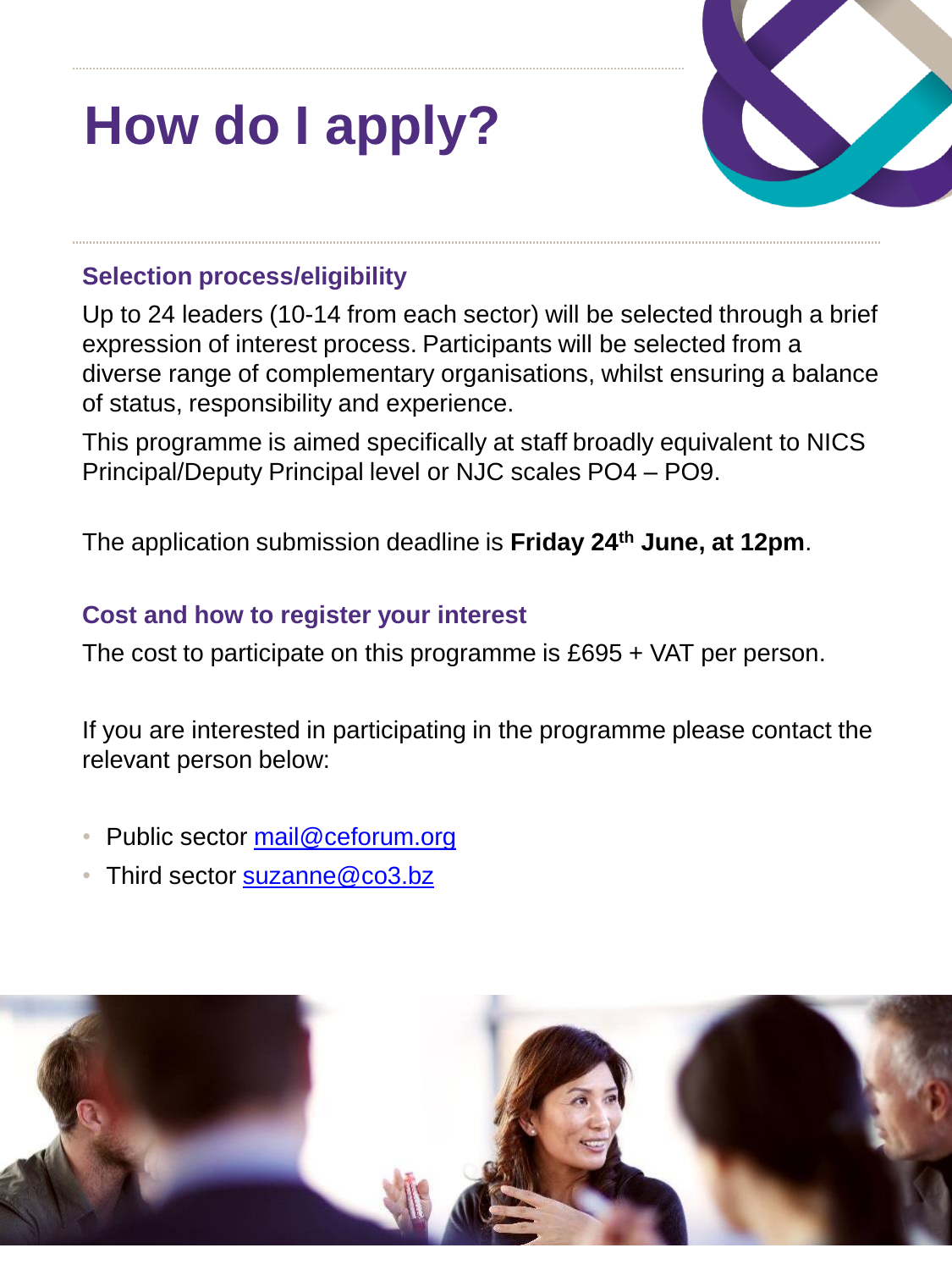# How do I apply?

### Selection process/eligibility

Up to 24 leaders (10-14 from each sector) will be selected through a brief expression of interest process. Participants will be selected from a diverse range of complementary organisations, whilst ensuring a balance of status, responsibility and experience.

This programme is aimed specifically at staff broadly equivalent to NICS Principal/Deputy Principal level or NJC scales PO4 – PO9.

The application submission deadline is **Friday 24th June, at 12pm**.

### Cost and how to register your interest

The cost to participate on this programme is £695 + VAT per person.

If you are interested in participating in the programme please contact the relevant person below:

- Public sector mail@ceforum.org
- Third sector suzanne@co3.bz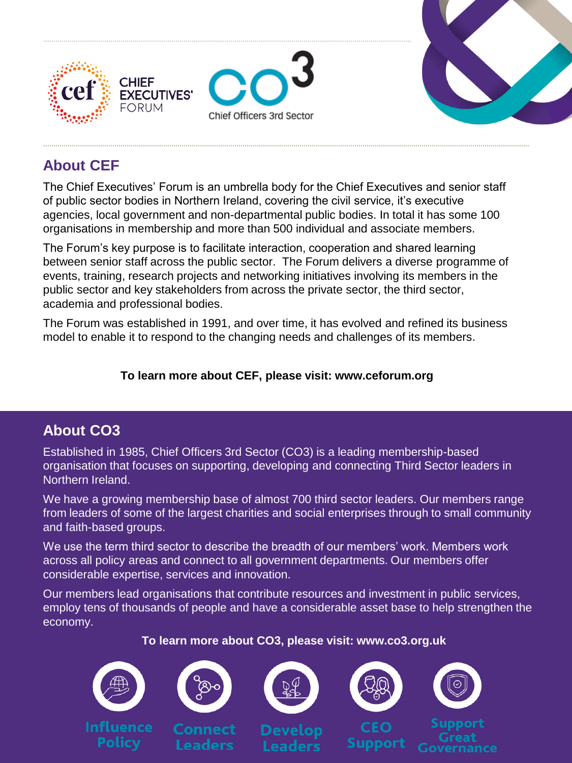CHIEF EXECUTIVES' FORUM

Chief Officers 3rd Sector

## About CEF

The Chief Executives' Forum is an umbrella body for the Chief Executives and senior staff of public sector bodies in Northern Ireland, covering the civil service, it's executive agencies, local government and non-departmental public bodies. In total it has some 100 organisations in membership and more than 500 individual and associate members.

The Forum's key purpose is to facilitate interaction, cooperation and shared learning between senior staff across the public sector. The Forum delivers a diverse programme of events, training, research projects and networking initiatives involving its members in the public sector and key stakeholders from across the private sector, the third sector, academia and professional bodies.

The Forum was established in 1991, and over time, it has evolved and refined its business model to enable it to respond to the changing needs and challenges of its members.

**To learn more about CEF, please visit: www.ceforum.org**

## About CO3

Established in 1985, Chief Officers 3rd Sector (CO3) is a leading membership-based organisation that focuses on supporting, developing and connecting Third Sector leaders in Northern Ireland.

We have a growing membership base of almost 700 third sector leaders. Our members range from leaders of some of the largest charities and social enterprises through to small community and faith-based groups.

We use the term third sector to describe the breadth of our members' work. Members work across all policy areas and connect to all government departments. Our members offer considerable expertise, services and innovation.

Our members lead organisations that contribute resources and investment in public services, employ tens of thousands of people and have a considerable asset base to help strengthen the economy.

**To learn more about CO3, please visit: www.co3.org.uk**

Influence Policy | Connect Leaders | Develop Leaders | CEO Support | Support Great Governance